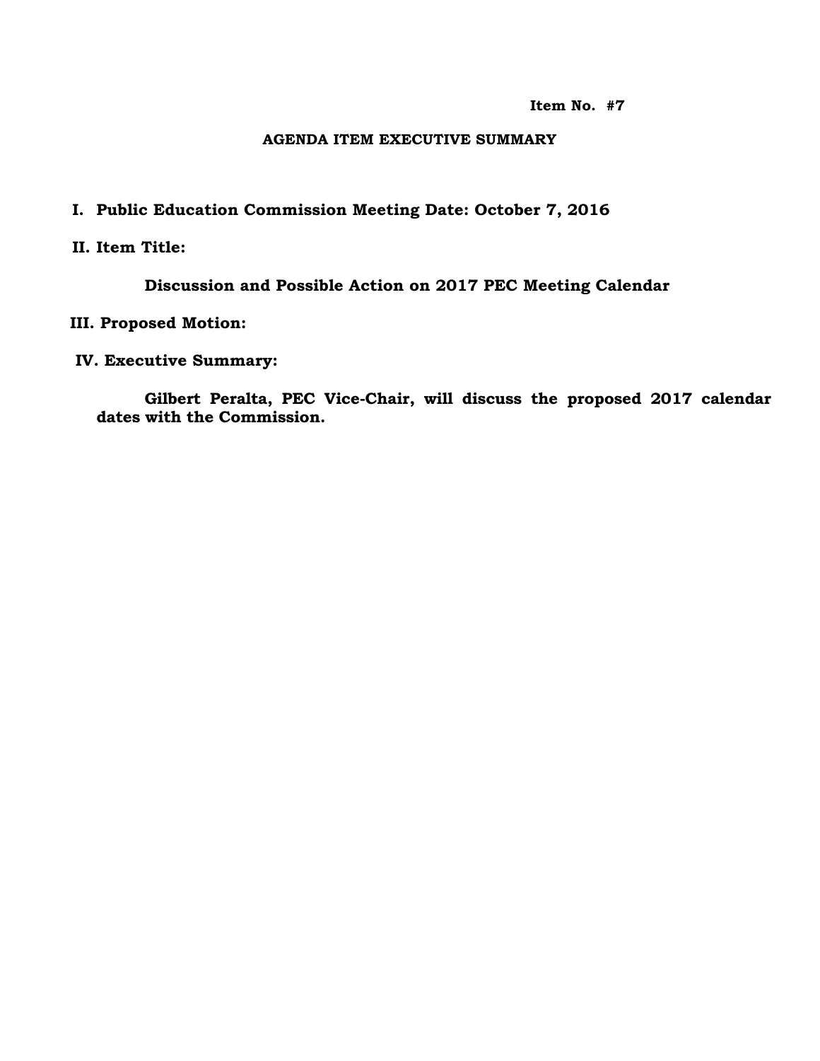**Item No. #7**

**AGENDA ITEM EXECUTIVE SUMMARY**

**I. Public Education Commission Meeting Date: October 7, 2016**

**II. Item Title:**

**Discussion and Possible Action on 2017 PEC Meeting Calendar**

**III. Proposed Motion:**

**IV. Executive Summary:**

**Gilbert Peralta, PEC Vice-Chair, will discuss the proposed 2017 calendar dates with the Commission.**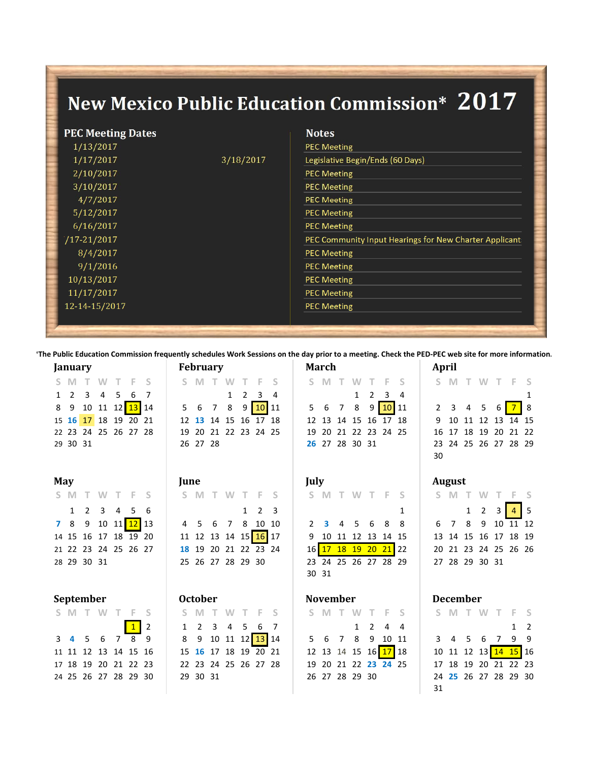# New Mexico Public Education Commission* 2017

| PEC Meeting Dates | | Notes |
|---|---|---|
| 1/13/2017 | | PEC Meeting |
| 1/17/2017 | 3/18/2017 | Legislative Begin/Ends (60 Days) |
| 2/10/2017 | | PEC Meeting |
| 3/10/2017 | | PEC Meeting |
| 4/7/2017 | | PEC Meeting |
| 5/12/2017 | | PEC Meeting |
| 6/16/2017 | | PEC Meeting |
| '/17-21/2017 | | PEC Community Input Hearings for New Charter Applicant |
| 8/4/2017 | | PEC Meeting |
| 9/1/2016 | | PEC Meeting |
| 10/13/2017 | | PEC Meeting |
| 11/17/2017 | | PEC Meeting |
| 12-14-15/2017 | | PEC Meeting |

'The Public Education Commission frequently schedules Work Sessions on the day prior to a meeting. Check the PED-PEC web site for more information.

### January

| S | M | T | W | T | F | S |
|---|---|---|---|---|---|---|
| 1 | 2 | 3 | 4 | 5 | 6 | 7 |
| 8 | 9 | 10 | 11 | 12 | 13 | 14 |
| 15 | 16 | 17 | 18 | 19 | 20 | 21 |
| 22 | 23 | 24 | 25 | 26 | 27 | 28 |
| 29 | 30 | 31 | | | | |

### February

| S | M | T | W | T | F | S |
|---|---|---|---|---|---|---|
| | | | 1 | 2 | 3 | 4 |
| 5 | 6 | 7 | 8 | 9 | 10 | 11 |
| 12 | 13 | 14 | 15 | 16 | 17 | 18 |
| 19 | 20 | 21 | 22 | 23 | 24 | 25 |
| 26 | 27 | 28 | | | | |

### March

| S | M | T | W | T | F | S |
|---|---|---|---|---|---|---|
| | | | 1 | 2 | 3 | 4 |
| 5 | 6 | 7 | 8 | 9 | 10 | 11 |
| 12 | 13 | 14 | 15 | 16 | 17 | 18 |
| 19 | 20 | 21 | 22 | 23 | 24 | 25 |
| 26 | 27 | 28 | 30 | 31 | | |

### April

| S | M | T | W | T | F | S |
|---|---|---|---|---|---|---|
| | | | | | | 1 |
| 2 | 3 | 4 | 5 | 6 | 7 | 8 |
| 9 | 10 | 11 | 12 | 13 | 14 | 15 |
| 16 | 17 | 18 | 19 | 20 | 21 | 22 |
| 23 | 24 | 25 | 26 | 27 | 28 | 29 |
| 30 | | | | | | |

### May

| S | M | T | W | T | F | S |
|---|---|---|---|---|---|---|
| | 1 | 2 | 3 | 4 | 5 | 6 |
| 7 | 8 | 9 | 10 | 11 | 12 | 13 |
| 14 | 15 | 16 | 17 | 18 | 19 | 20 |
| 21 | 22 | 23 | 24 | 25 | 26 | 27 |
| 28 | 29 | 30 | 31 | | | |

### June

| S | M | T | W | T | F | S |
|---|---|---|---|---|---|---|
| | | | | 1 | 2 | 3 |
| 4 | 5 | 6 | 7 | 8 | 10 | 10 |
| 11 | 12 | 13 | 14 | 15 | 16 | 17 |
| 18 | 19 | 20 | 21 | 22 | 23 | 24 |
| 25 | 26 | 27 | 28 | 29 | 30 | |

### July

| S | M | T | W | T | F | S |
|---|---|---|---|---|---|---|
| | | | | | | 1 |
| 2 | 3 | 4 | 5 | 6 | 8 | 8 |
| 9 | 10 | 11 | 12 | 13 | 14 | 15 |
| 16 | 17 | 18 | 19 | 20 | 21 | 22 |
| 23 | 24 | 25 | 26 | 27 | 28 | 29 |
| 30 | 31 | | | | | |

### August

| S | M | T | W | T | F | S |
|---|---|---|---|---|---|---|
| | | 1 | 2 | 3 | 4 | 5 |
| 6 | 7 | 8 | 9 | 10 | 11 | 12 |
| 13 | 14 | 15 | 16 | 17 | 18 | 19 |
| 20 | 21 | 23 | 24 | 25 | 26 | 26 |
| 27 | 28 | 29 | 30 | 31 | | |

### September

| S | M | T | W | T | F | S |
|---|---|---|---|---|---|---|
| | | | | | 1 | 2 |
| 3 | 4 | 5 | 6 | 7 | 8 | 9 |
| 11 | 11 | 12 | 13 | 14 | 15 | 16 |
| 17 | 18 | 19 | 20 | 21 | 22 | 23 |
| 24 | 25 | 26 | 27 | 28 | 29 | 30 |

### October

| S | M | T | W | T | F | S |
|---|---|---|---|---|---|---|
| 1 | 2 | 3 | 4 | 5 | 6 | 7 |
| 8 | 9 | 10 | 11 | 12 | 13 | 14 |
| 15 | 16 | 17 | 18 | 19 | 20 | 21 |
| 22 | 23 | 24 | 25 | 26 | 27 | 28 |
| 29 | 30 | 31 | | | | |

### November

| S | M | T | W | T | F | S |
|---|---|---|---|---|---|---|
| | | | 1 | 2 | 4 | 4 |
| 5 | 6 | 7 | 8 | 9 | 10 | 11 |
| 12 | 13 | 14 | 15 | 16 | 17 | 18 |
| 19 | 20 | 21 | 22 | 23 | 24 | 25 |
| 26 | 27 | 28 | 29 | 30 | | |

### December

| S | M | T | W | T | F | S |
|---|---|---|---|---|---|---|
| | | | | | 1 | 2 |
| 3 | 4 | 5 | 6 | 7 | 9 | 9 |
| 10 | 11 | 12 | 13 | 14 | 15 | 16 |
| 17 | 18 | 19 | 20 | 21 | 22 | 23 |
| 24 | 25 | 26 | 27 | 28 | 29 | 30 |
| 31 | | | | | | |